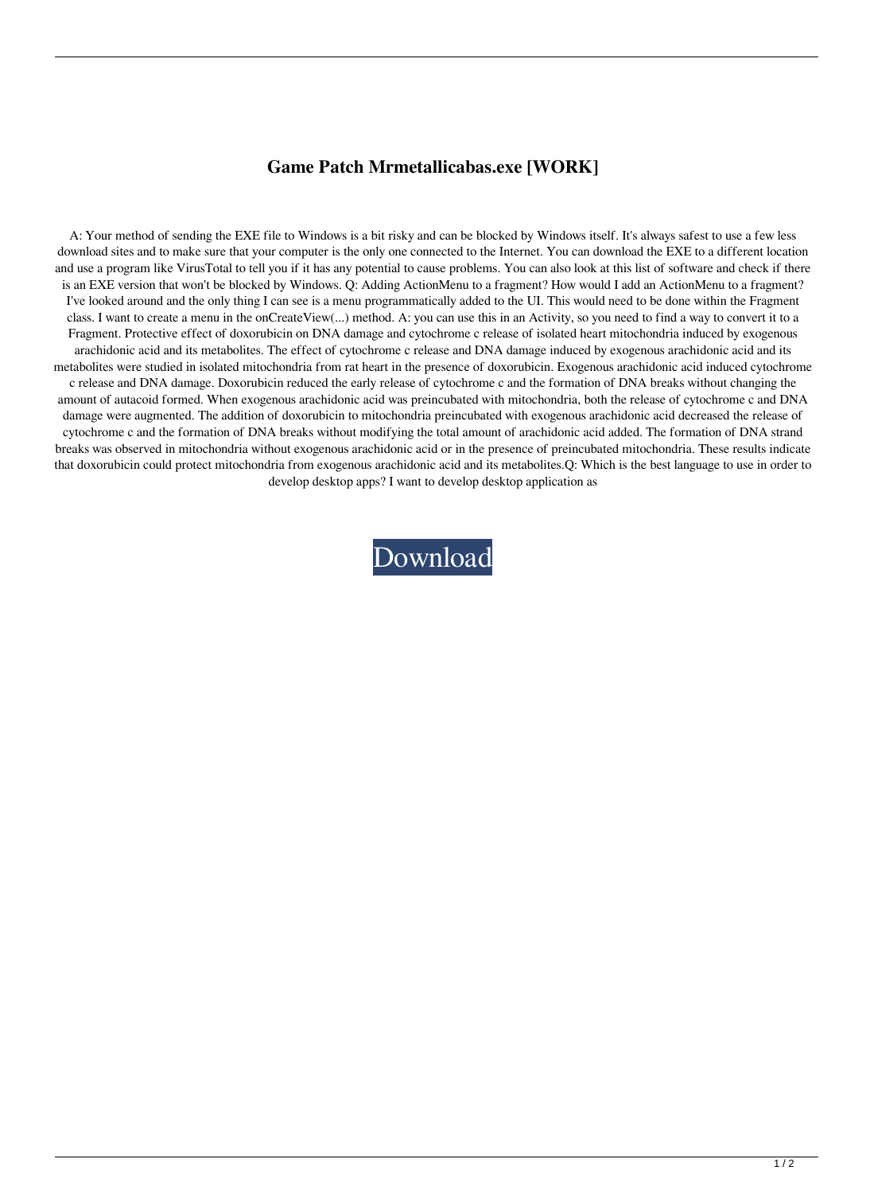# Game Patch Mrmetallicabas.exe [WORK]

A: Your method of sending the EXE file to Windows is a bit risky and can be blocked by Windows itself. It's always safest to use a few less download sites and to make sure that your computer is the only one connected to the Internet. You can download the EXE to a different location and use a program like VirusTotal to tell you if it has any potential to cause problems. You can also look at this list of software and check if there is an EXE version that won't be blocked by Windows. Q: Adding ActionMenu to a fragment? How would I add an ActionMenu to a fragment? I've looked around and the only thing I can see is a menu programmatically added to the UI. This would need to be done within the Fragment class. I want to create a menu in the onCreateView(...) method. A: you can use this in an Activity, so you need to find a way to convert it to a Fragment. Protective effect of doxorubicin on DNA damage and cytochrome c release of isolated heart mitochondria induced by exogenous arachidonic acid and its metabolites. The effect of cytochrome c release and DNA damage induced by exogenous arachidonic acid and its metabolites were studied in isolated mitochondria from rat heart in the presence of doxorubicin. Exogenous arachidonic acid induced cytochrome c release and DNA damage. Doxorubicin reduced the early release of cytochrome c and the formation of DNA breaks without changing the amount of autacoid formed. When exogenous arachidonic acid was preincubated with mitochondria, both the release of cytochrome c and DNA damage were augmented. The addition of doxorubicin to mitochondria preincubated with exogenous arachidonic acid decreased the release of cytochrome c and the formation of DNA breaks without modifying the total amount of arachidonic acid added. The formation of DNA strand breaks was observed in mitochondria without exogenous arachidonic acid or in the presence of preincubated mitochondria. These results indicate that doxorubicin could protect mitochondria from exogenous arachidonic acid and its metabolites.Q: Which is the best language to use in order to develop desktop apps? I want to develop desktop application as

Download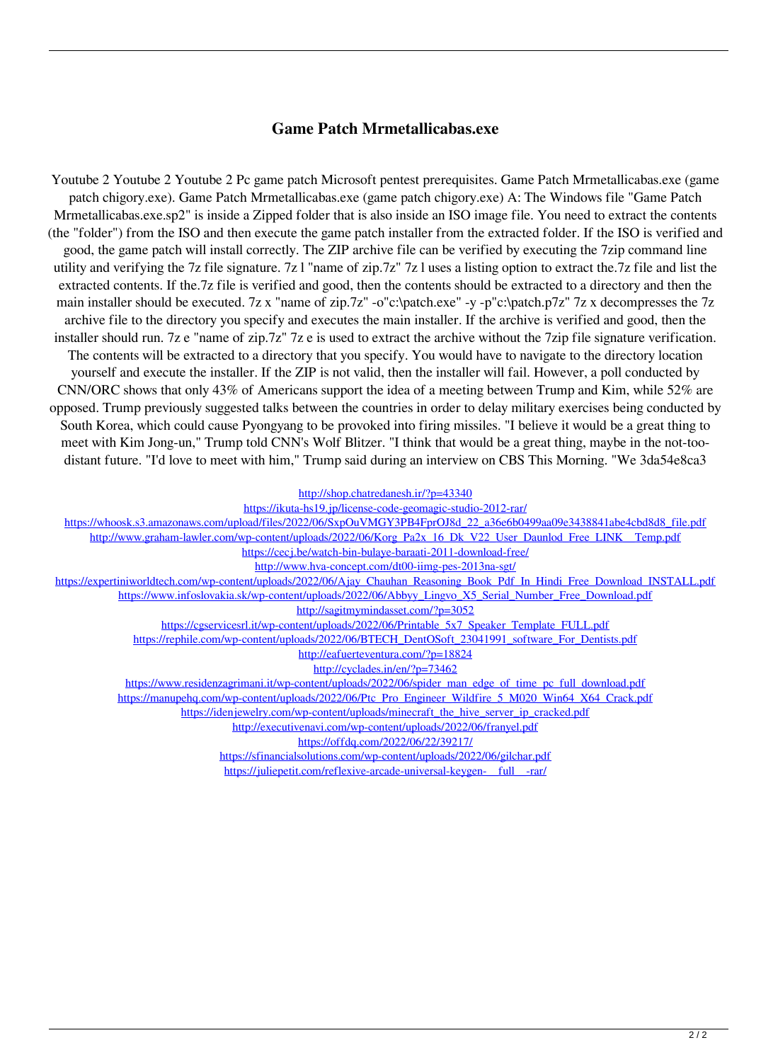# Game Patch Mrmetallicabas.exe

Youtube 2 Youtube 2 Youtube 2 Pc game patch Microsoft pentest prerequisites. Game Patch Mrmetallicabas.exe (game patch chigory.exe). Game Patch Mrmetallicabas.exe (game patch chigory.exe) A: The Windows file "Game Patch Mrmetallicabas.exe.sp2" is inside a Zipped folder that is also inside an ISO image file. You need to extract the contents (the "folder") from the ISO and then execute the game patch installer from the extracted folder. If the ISO is verified and good, the game patch will install correctly. The ZIP archive file can be verified by executing the 7zip command line utility and verifying the 7z file signature. 7z l "name of zip.7z" 7z l uses a listing option to extract the.7z file and list the extracted contents. If the.7z file is verified and good, then the contents should be extracted to a directory and then the main installer should be executed. 7z x "name of zip.7z" -o"c:\patch.exe" -y -p"c:\patch.p7z" 7z x decompresses the 7z archive file to the directory you specify and executes the main installer. If the archive is verified and good, then the installer should run. 7z e "name of zip.7z" 7z e is used to extract the archive without the 7zip file signature verification. The contents will be extracted to a directory that you specify. You would have to navigate to the directory location yourself and execute the installer. If the ZIP is not valid, then the installer will fail. However, a poll conducted by CNN/ORC shows that only 43% of Americans support the idea of a meeting between Trump and Kim, while 52% are opposed. Trump previously suggested talks between the countries in order to delay military exercises being conducted by South Korea, which could cause Pyongyang to be provoked into firing missiles. "I believe it would be a great thing to meet with Kim Jong-un," Trump told CNN's Wolf Blitzer. "I think that would be a great thing, maybe in the not-too-distant future. "I'd love to meet with him," Trump said during an interview on CBS This Morning. "We 3da54e8ca3

http://shop.chatredanesh.ir/?p=43340
https://ikuta-hs19.jp/license-code-geomagic-studio-2012-rar/
https://whoosk.s3.amazonaws.com/upload/files/2022/06/SxpOuVMGY3PB4FprOJ8d_22_a36e6b0499aa09e3438841abe4cbd8d8_file.pdf
http://www.graham-lawler.com/wp-content/uploads/2022/06/Korg_Pa2x_16_Dk_V22_User_Daunlod_Free_LINK__Temp.pdf
https://cecj.be/watch-bin-bulaye-baraati-2011-download-free/
http://www.hva-concept.com/dt00-iimg-pes-2013na-sgt/
https://expertiniworldtech.com/wp-content/uploads/2022/06/Ajay_Chauhan_Reasoning_Book_Pdf_In_Hindi_Free_Download_INSTALL.pdf
https://www.infoslovakia.sk/wp-content/uploads/2022/06/Abbyy_Lingvo_X5_Serial_Number_Free_Download.pdf
http://sagitmymindasset.com/?p=3052
https://cgservicesrl.it/wp-content/uploads/2022/06/Printable_5x7_Speaker_Template_FULL.pdf
https://rephile.com/wp-content/uploads/2022/06/BTECH_DentOSoft_23041991_software_For_Dentists.pdf
http://eafuerteventura.com/?p=18824
http://cyclades.in/en/?p=73462
https://www.residenzagrimani.it/wp-content/uploads/2022/06/spider_man_edge_of_time_pc_full_download.pdf
https://manupehq.com/wp-content/uploads/2022/06/Ptc_Pro_Engineer_Wildfire_5_M020_Win64_X64_Crack.pdf
https://idenjewelry.com/wp-content/uploads/minecraft_the_hive_server_ip_cracked.pdf
http://executivenavi.com/wp-content/uploads/2022/06/franyel.pdf
https://offdq.com/2022/06/22/39217/
https://sfinancialsolutions.com/wp-content/uploads/2022/06/gilchar.pdf
https://juliepetit.com/reflexive-arcade-universal-keygen-__full__-rar/